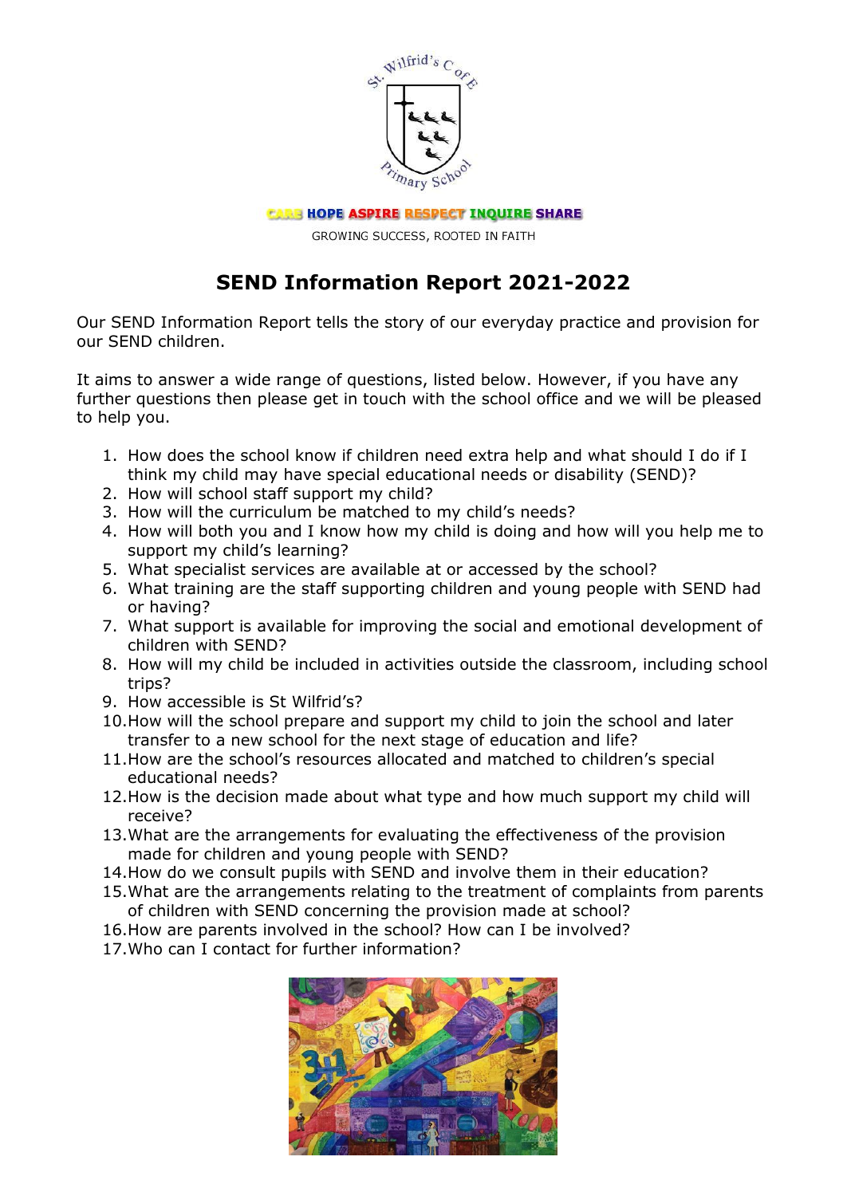CARE HOPE ASPIRE RESPECT INQUIRE SHARE

GROWING SUCCESS, ROOTED IN FAITH

# SEND Information Report 2021-2022

Our SEND Information Report tells the story of our everyday practice and provision for our SEND children.

It aims to answer a wide range of questions, listed below. However, if you have any further questions then please get in touch with the school office and we will be pleased to help you.

1. How does the school know if children need extra help and what should I do if I think my child may have special educational needs or disability (SEND)?
2. How will school staff support my child?
3. How will the curriculum be matched to my child's needs?
4. How will both you and I know how my child is doing and how will you help me to support my child's learning?
5. What specialist services are available at or accessed by the school?
6. What training are the staff supporting children and young people with SEND had or having?
7. What support is available for improving the social and emotional development of children with SEND?
8. How will my child be included in activities outside the classroom, including school trips?
9. How accessible is St Wilfrid's?
10. How will the school prepare and support my child to join the school and later transfer to a new school for the next stage of education and life?
11. How are the school's resources allocated and matched to children's special educational needs?
12. How is the decision made about what type and how much support my child will receive?
13. What are the arrangements for evaluating the effectiveness of the provision made for children and young people with SEND?
14. How do we consult pupils with SEND and involve them in their education?
15. What are the arrangements relating to the treatment of complaints from parents of children with SEND concerning the provision made at school?
16. How are parents involved in the school? How can I be involved?
17. Who can I contact for further information?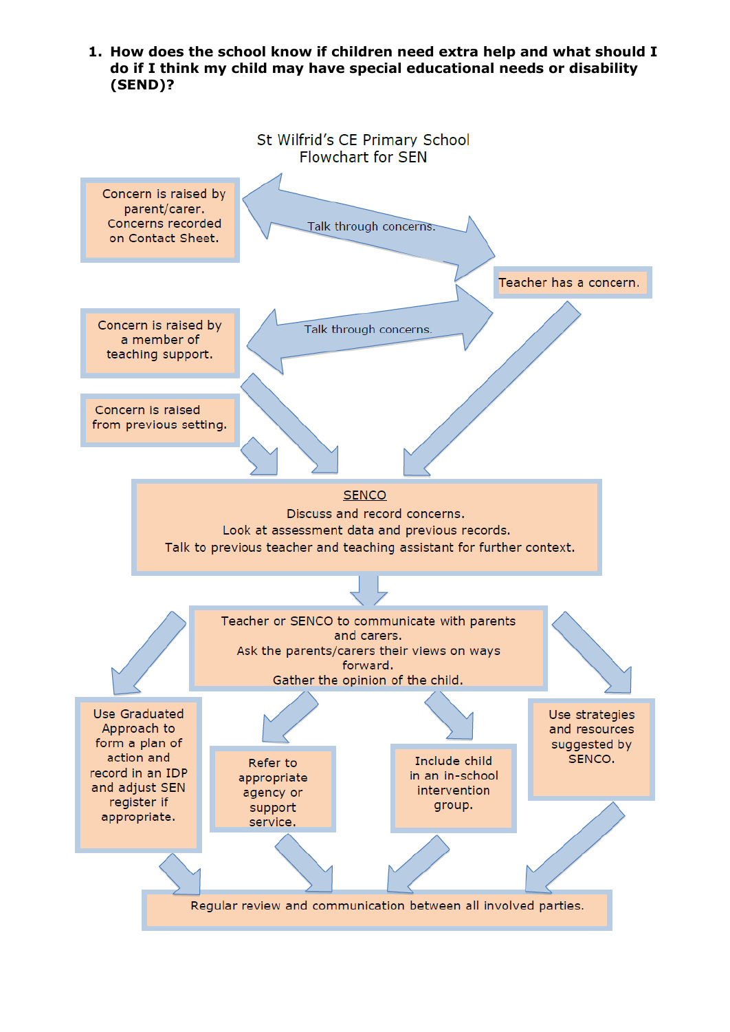1. **How does the school know if children need extra help and what should I do if I think my child may have special educational needs or disability (SEND)?**

St Wilfrid's CE Primary School
Flowchart for SEN

Concern is raised by parent/carer. Concerns recorded on Contact Sheet.

Talk through concerns.

Teacher has a concern.

Concern is raised by a member of teaching support.

Talk through concerns.

Concern is raised from previous setting.

SENCO
Discuss and record concerns.
Look at assessment data and previous records.
Talk to previous teacher and teaching assistant for further context.

Teacher or SENCO to communicate with parents and carers.
Ask the parents/carers their views on ways forward.
Gather the opinion of the child.

Use Graduated Approach to form a plan of action and record in an IDP and adjust SEN register if appropriate.

Refer to appropriate agency or support service.

Include child in an in-school intervention group.

Use strategies and resources suggested by SENCO.

Regular review and communication between all involved parties.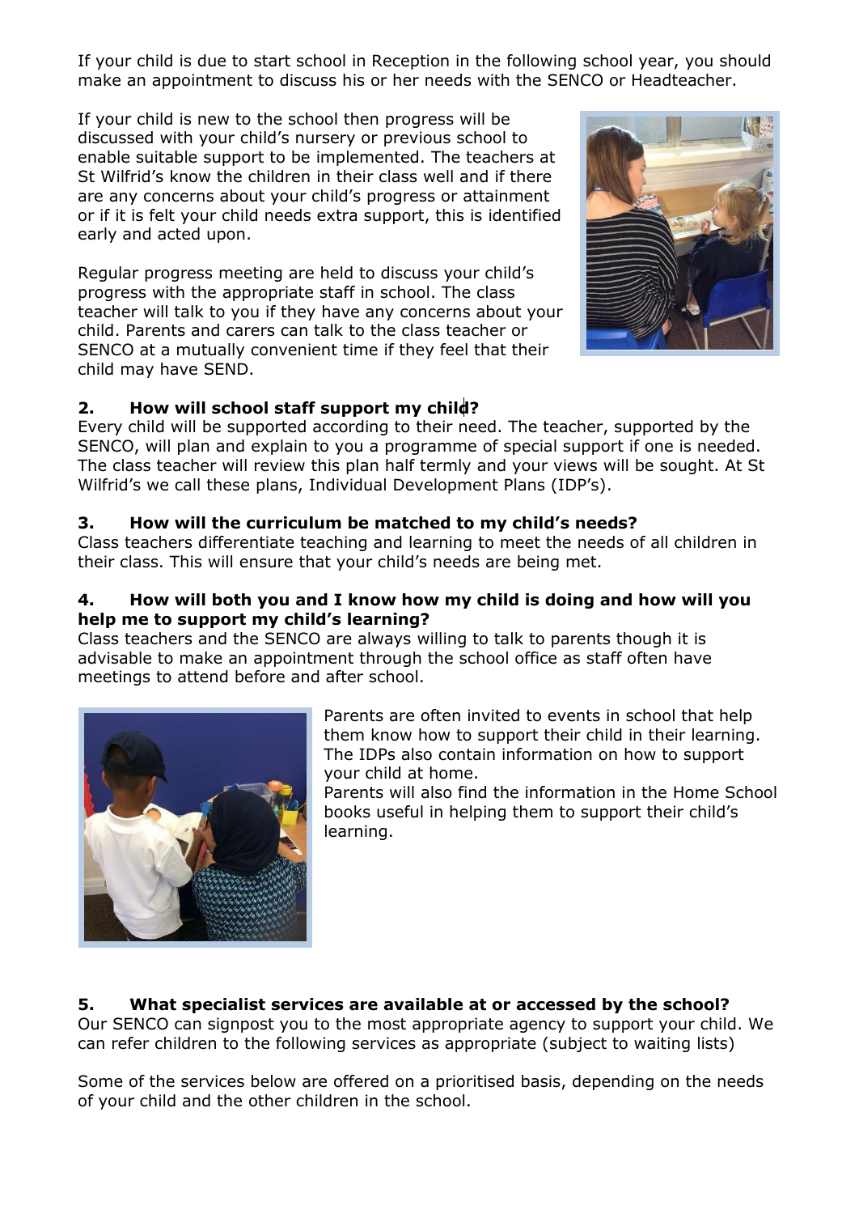If your child is due to start school in Reception in the following school year, you should make an appointment to discuss his or her needs with the SENCO or Headteacher.

If your child is new to the school then progress will be discussed with your child's nursery or previous school to enable suitable support to be implemented. The teachers at St Wilfrid's know the children in their class well and if there are any concerns about your child's progress or attainment or if it is felt your child needs extra support, this is identified early and acted upon.

Regular progress meeting are held to discuss your child's progress with the appropriate staff in school. The class teacher will talk to you if they have any concerns about your child. Parents and carers can talk to the class teacher or SENCO at a mutually convenient time if they feel that their child may have SEND.

**2. How will school staff support my child?**

Every child will be supported according to their need. The teacher, supported by the SENCO, will plan and explain to you a programme of special support if one is needed. The class teacher will review this plan half termly and your views will be sought. At St Wilfrid's we call these plans, Individual Development Plans (IDP's).

**3. How will the curriculum be matched to my child's needs?**

Class teachers differentiate teaching and learning to meet the needs of all children in their class. This will ensure that your child's needs are being met.

**4. How will both you and I know how my child is doing and how will you help me to support my child's learning?**

Class teachers and the SENCO are always willing to talk to parents though it is advisable to make an appointment through the school office as staff often have meetings to attend before and after school.

Parents are often invited to events in school that help them know how to support their child in their learning. The IDPs also contain information on how to support your child at home.

Parents will also find the information in the Home School books useful in helping them to support their child's learning.

**5. What specialist services are available at or accessed by the school?**

Our SENCO can signpost you to the most appropriate agency to support your child. We can refer children to the following services as appropriate (subject to waiting lists)

Some of the services below are offered on a prioritised basis, depending on the needs of your child and the other children in the school.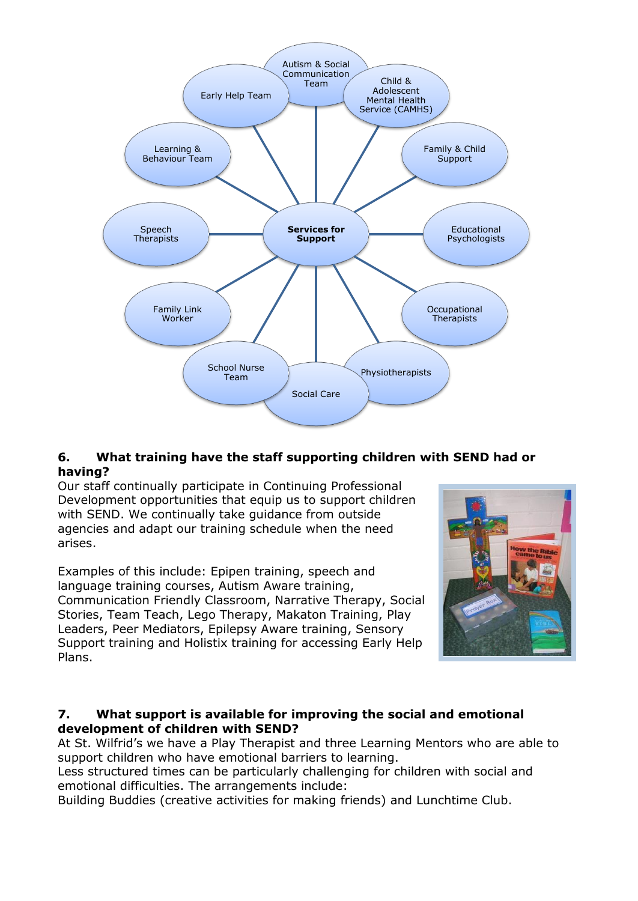Autism & Social Communication Team

Early Help Team

Child & Adolescent Mental Health Service (CAMHS)

Learning & Behaviour Team

Family & Child Support

Speech Therapists

**Services for Support**

Educational Psychologists

Family Link Worker

Occupational Therapists

School Nurse Team

Physiotherapists

Social Care

## 6. What training have the staff supporting children with SEND had or having?

Our staff continually participate in Continuing Professional Development opportunities that equip us to support children with SEND. We continually take guidance from outside agencies and adapt our training schedule when the need arises.

Examples of this include: Epipen training, speech and language training courses, Autism Aware training, Communication Friendly Classroom, Narrative Therapy, Social Stories, Team Teach, Lego Therapy, Makaton Training, Play Leaders, Peer Mediators, Epilepsy Aware training, Sensory Support training and Holistix training for accessing Early Help Plans.

## 7. What support is available for improving the social and emotional development of children with SEND?

At St. Wilfrid's we have a Play Therapist and three Learning Mentors who are able to support children who have emotional barriers to learning.
Less structured times can be particularly challenging for children with social and emotional difficulties. The arrangements include:
Building Buddies (creative activities for making friends) and Lunchtime Club.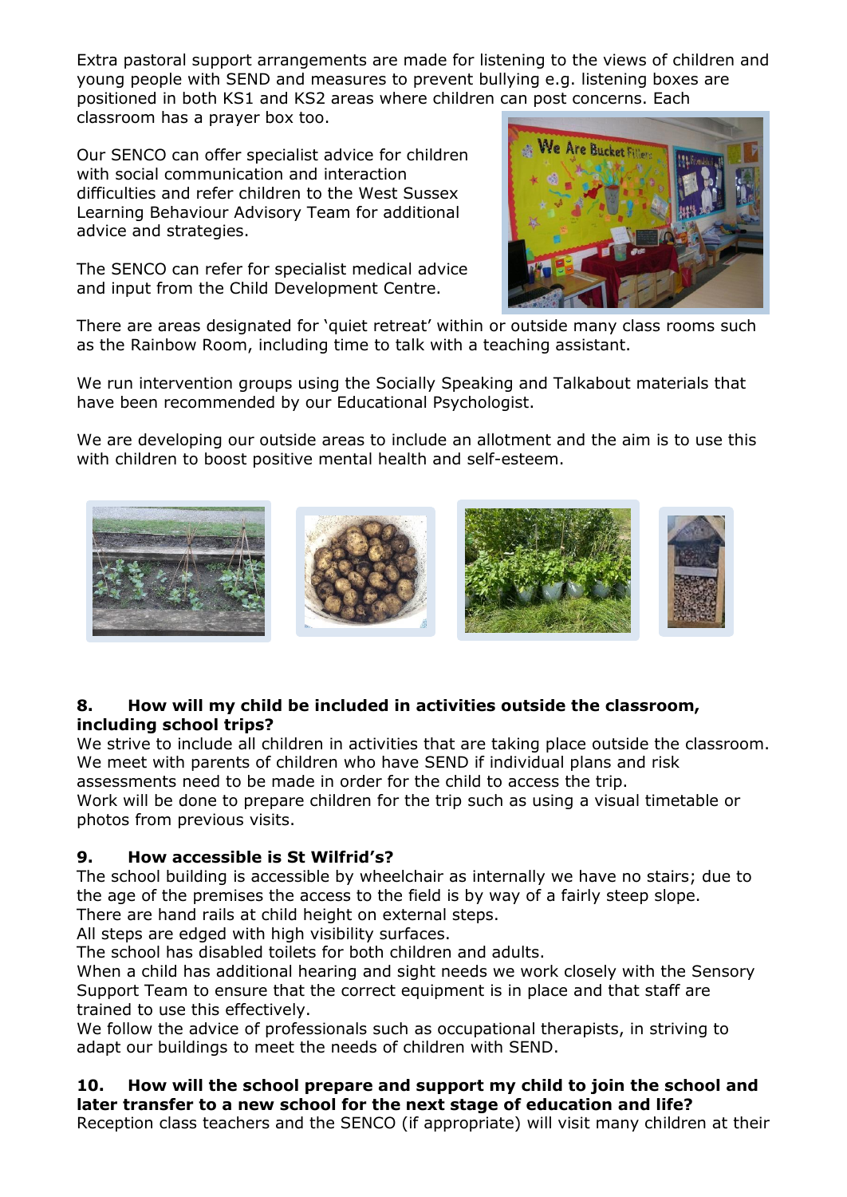Extra pastoral support arrangements are made for listening to the views of children and young people with SEND and measures to prevent bullying e.g. listening boxes are positioned in both KS1 and KS2 areas where children can post concerns. Each classroom has a prayer box too.

Our SENCO can offer specialist advice for children with social communication and interaction difficulties and refer children to the West Sussex Learning Behaviour Advisory Team for additional advice and strategies.

The SENCO can refer for specialist medical advice and input from the Child Development Centre.

There are areas designated for 'quiet retreat' within or outside many class rooms such as the Rainbow Room, including time to talk with a teaching assistant.

We run intervention groups using the Socially Speaking and Talkabout materials that have been recommended by our Educational Psychologist.

We are developing our outside areas to include an allotment and the aim is to use this with children to boost positive mental health and self-esteem.

### 8. How will my child be included in activities outside the classroom, including school trips?

We strive to include all children in activities that are taking place outside the classroom. We meet with parents of children who have SEND if individual plans and risk assessments need to be made in order for the child to access the trip.
Work will be done to prepare children for the trip such as using a visual timetable or photos from previous visits.

### 9. How accessible is St Wilfrid's?

The school building is accessible by wheelchair as internally we have no stairs; due to the age of the premises the access to the field is by way of a fairly steep slope.
There are hand rails at child height on external steps.
All steps are edged with high visibility surfaces.
The school has disabled toilets for both children and adults.
When a child has additional hearing and sight needs we work closely with the Sensory Support Team to ensure that the correct equipment is in place and that staff are trained to use this effectively.
We follow the advice of professionals such as occupational therapists, in striving to adapt our buildings to meet the needs of children with SEND.

### 10. How will the school prepare and support my child to join the school and later transfer to a new school for the next stage of education and life?

Reception class teachers and the SENCO (if appropriate) will visit many children at their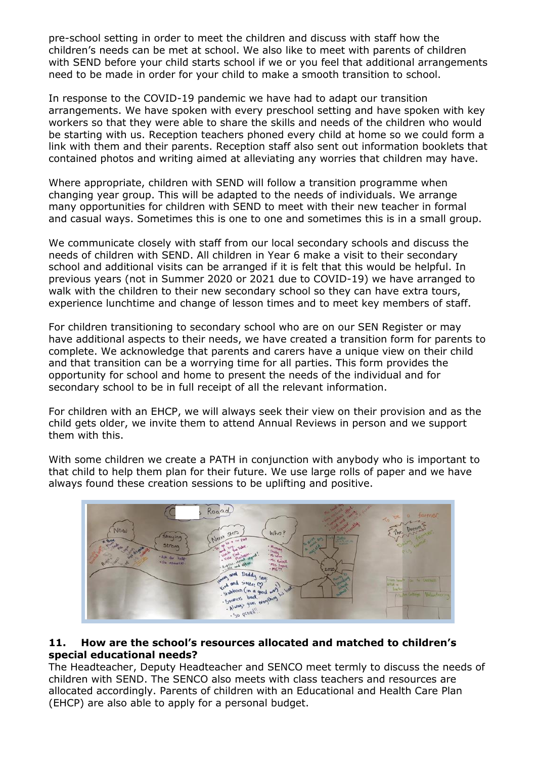pre-school setting in order to meet the children and discuss with staff how the children's needs can be met at school. We also like to meet with parents of children with SEND before your child starts school if we or you feel that additional arrangements need to be made in order for your child to make a smooth transition to school.

In response to the COVID-19 pandemic we have had to adapt our transition arrangements. We have spoken with every preschool setting and have spoken with key workers so that they were able to share the skills and needs of the children who would be starting with us. Reception teachers phoned every child at home so we could form a link with them and their parents. Reception staff also sent out information booklets that contained photos and writing aimed at alleviating any worries that children may have.

Where appropriate, children with SEND will follow a transition programme when changing year group. This will be adapted to the needs of individuals. We arrange many opportunities for children with SEND to meet with their new teacher in formal and casual ways. Sometimes this is one to one and sometimes this is in a small group.

We communicate closely with staff from our local secondary schools and discuss the needs of children with SEND. All children in Year 6 make a visit to their secondary school and additional visits can be arranged if it is felt that this would be helpful. In previous years (not in Summer 2020 or 2021 due to COVID-19) we have arranged to walk with the children to their new secondary school so they can have extra tours, experience lunchtime and change of lesson times and to meet key members of staff.

For children transitioning to secondary school who are on our SEN Register or may have additional aspects to their needs, we have created a transition form for parents to complete. We acknowledge that parents and carers have a unique view on their child and that transition can be a worrying time for all parties. This form provides the opportunity for school and home to present the needs of the individual and for secondary school to be in full receipt of all the relevant information.

For children with an EHCP, we will always seek their view on their provision and as the child gets older, we invite them to attend Annual Reviews in person and we support them with this.

With some children we create a PATH in conjunction with anybody who is important to that child to help them plan for their future. We use large rolls of paper and we have always found these creation sessions to be uplifting and positive.

### 11. How are the school's resources allocated and matched to children's special educational needs?

The Headteacher, Deputy Headteacher and SENCO meet termly to discuss the needs of children with SEND. The SENCO also meets with class teachers and resources are allocated accordingly. Parents of children with an Educational and Health Care Plan (EHCP) are also able to apply for a personal budget.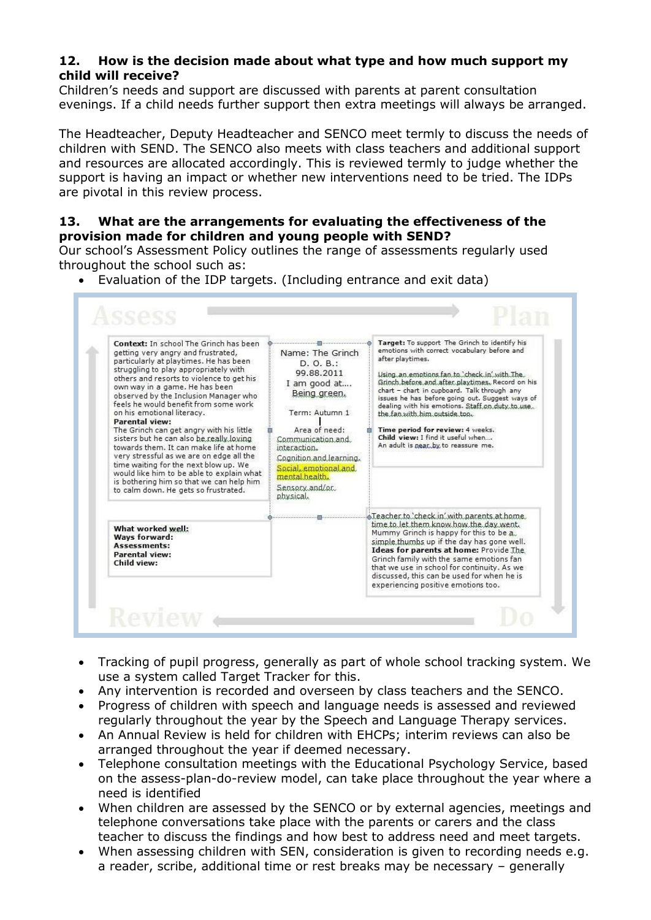**12. How is the decision made about what type and how much support my child will receive?**

Children's needs and support are discussed with parents at parent consultation evenings. If a child needs further support then extra meetings will always be arranged.

The Headteacher, Deputy Headteacher and SENCO meet termly to discuss the needs of children with SEND. The SENCO also meets with class teachers and additional support and resources are allocated accordingly. This is reviewed termly to judge whether the support is having an impact or whether new interventions need to be tried. The IDPs are pivotal in this review process.

**13. What are the arrangements for evaluating the effectiveness of the provision made for children and young people with SEND?**

Our school's Assessment Policy outlines the range of assessments regularly used throughout the school such as:

- Evaluation of the IDP targets. (Including entrance and exit data)

Assess → Plan

**Context:** In school The Grinch has been getting very angry and frustrated, particularly at playtimes. He has been struggling to play appropriately with others and resorts to violence to get his own way in a game. He has been observed by the Inclusion Manager who feels he would benefit from some work on his emotional literacy.
**Parental view:**
The Grinch can get angry with his little sisters but he can also be really loving towards them. It can make life at home very stressful as we are on edge all the time waiting for the next blow up. We would like him to be able to explain what is bothering him so that we can help him to calm down. He gets so frustrated.

Name: The Grinch
D. O. B.: 99.88.2011
I am good at…. Being green.

Term: Autumn 1

Area of need:
Communication and interaction.
Cognition and learning.
Social, emotional and mental health.
Sensory and/or physical.

**Target:** To support The Grinch to identify his emotions with correct vocabulary before and after playtimes.

Using an emotions fan to 'check in' with The Grinch before and after playtimes. Record on his chart – chart in cupboard. Talk through any issues he has before going out. Suggest ways of dealing with his emotions. Staff on duty to use the fan with him outside too.

**Time period for review:** 4 weeks.
**Child view:** I find it useful when…. An adult is near by to reassure me.

**What worked well:**
**Ways forward:**
**Assessments:**
**Parental view:**
**Child view:**

Teacher to 'check in' with parents at home time to let them know how the day went. Mummy Grinch is happy for this to be a simple thumbs up if the day has gone well.
**Ideas for parents at home:** Provide The Grinch family with the same emotions fan that we use in school for continuity. As we discussed, this can be used for when he is experiencing positive emotions too.

Review ← Do

- Tracking of pupil progress, generally as part of whole school tracking system. We use a system called Target Tracker for this.
- Any intervention is recorded and overseen by class teachers and the SENCO.
- Progress of children with speech and language needs is assessed and reviewed regularly throughout the year by the Speech and Language Therapy services.
- An Annual Review is held for children with EHCPs; interim reviews can also be arranged throughout the year if deemed necessary.
- Telephone consultation meetings with the Educational Psychology Service, based on the assess-plan-do-review model, can take place throughout the year where a need is identified
- When children are assessed by the SENCO or by external agencies, meetings and telephone conversations take place with the parents or carers and the class teacher to discuss the findings and how best to address need and meet targets.
- When assessing children with SEN, consideration is given to recording needs e.g. a reader, scribe, additional time or rest breaks may be necessary – generally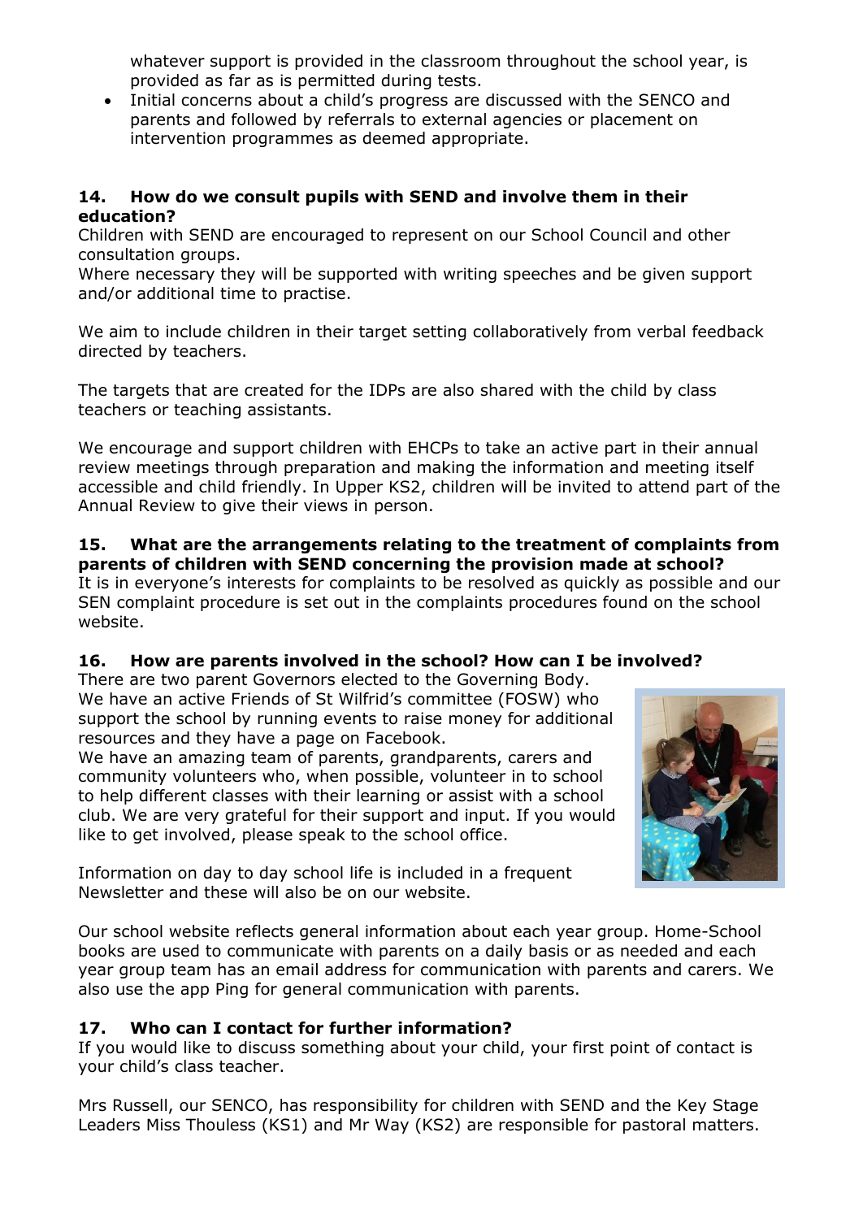whatever support is provided in the classroom throughout the school year, is provided as far as is permitted during tests.

- Initial concerns about a child's progress are discussed with the SENCO and parents and followed by referrals to external agencies or placement on intervention programmes as deemed appropriate.

**14. How do we consult pupils with SEND and involve them in their education?**

Children with SEND are encouraged to represent on our School Council and other consultation groups.
Where necessary they will be supported with writing speeches and be given support and/or additional time to practise.

We aim to include children in their target setting collaboratively from verbal feedback directed by teachers.

The targets that are created for the IDPs are also shared with the child by class teachers or teaching assistants.

We encourage and support children with EHCPs to take an active part in their annual review meetings through preparation and making the information and meeting itself accessible and child friendly. In Upper KS2, children will be invited to attend part of the Annual Review to give their views in person.

**15. What are the arrangements relating to the treatment of complaints from parents of children with SEND concerning the provision made at school?**

It is in everyone's interests for complaints to be resolved as quickly as possible and our SEN complaint procedure is set out in the complaints procedures found on the school website.

**16. How are parents involved in the school? How can I be involved?**

There are two parent Governors elected to the Governing Body.
We have an active Friends of St Wilfrid's committee (FOSW) who support the school by running events to raise money for additional resources and they have a page on Facebook.
We have an amazing team of parents, grandparents, carers and community volunteers who, when possible, volunteer in to school to help different classes with their learning or assist with a school club. We are very grateful for their support and input. If you would like to get involved, please speak to the school office.

Information on day to day school life is included in a frequent Newsletter and these will also be on our website.

Our school website reflects general information about each year group. Home-School books are used to communicate with parents on a daily basis or as needed and each year group team has an email address for communication with parents and carers. We also use the app Ping for general communication with parents.

**17. Who can I contact for further information?**

If you would like to discuss something about your child, your first point of contact is your child's class teacher.

Mrs Russell, our SENCO, has responsibility for children with SEND and the Key Stage Leaders Miss Thouless (KS1) and Mr Way (KS2) are responsible for pastoral matters.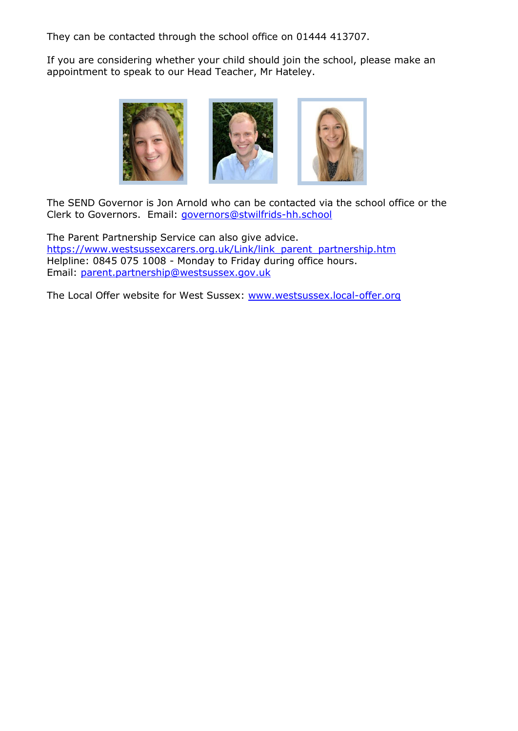They can be contacted through the school office on 01444 413707.

If you are considering whether your child should join the school, please make an appointment to speak to our Head Teacher, Mr Hateley.

The SEND Governor is Jon Arnold who can be contacted via the school office or the Clerk to Governors. Email: [governors@stwilfrids-hh.school](mailto:governors@stwilfrids-hh.school)

The Parent Partnership Service can also give advice.
[https://www.westsussexcarers.org.uk/Link/link_parent_partnership.htm](https://www.westsussexcarers.org.uk/Link/link_parent_partnership.htm)
Helpline: 0845 075 1008 - Monday to Friday during office hours.
Email: [parent.partnership@westsussex.gov.uk](mailto:parent.partnership@westsussex.gov.uk)

The Local Offer website for West Sussex: [www.westsussex.local-offer.org](http://www.westsussex.local-offer.org)